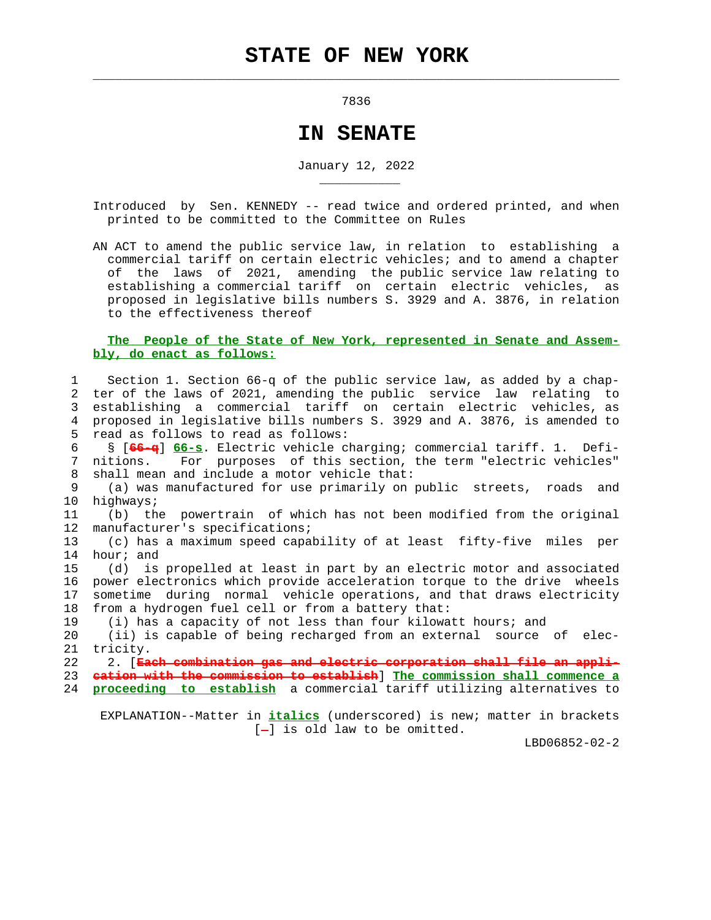# STATE OF NEW YORK

7836

# IN SENATE

January 12, 2022

Introduced by Sen. KENNEDY -- read twice and ordered printed, and when printed to be committed to the Committee on Rules

AN ACT to amend the public service law, in relation to establishing a commercial tariff on certain electric vehicles; and to amend a chapter of the laws of 2021, amending the public service law relating to establishing a commercial tariff on certain electric vehicles, as proposed in legislative bills numbers S. 3929 and A. 3876, in relation to the effectiveness thereof

**The People of the State of New York, represented in Senate and Assembly, do enact as follows:**

1 Section 1. Section 66-q of the public service law, as added by a chap-
2 ter of the laws of 2021, amending the public service law relating to
3 establishing a commercial tariff on certain electric vehicles, as
4 proposed in legislative bills numbers S. 3929 and A. 3876, is amended to
5 read as follows to read as follows:
6 § [~~66-q~~] **66-s**. Electric vehicle charging; commercial tariff. 1. Defi-
7 nitions. For purposes of this section, the term "electric vehicles"
8 shall mean and include a motor vehicle that:
9 (a) was manufactured for use primarily on public streets, roads and
10 highways;
11 (b) the powertrain of which has not been modified from the original
12 manufacturer's specifications;
13 (c) has a maximum speed capability of at least fifty-five miles per
14 hour; and
15 (d) is propelled at least in part by an electric motor and associated
16 power electronics which provide acceleration torque to the drive wheels
17 sometime during normal vehicle operations, and that draws electricity
18 from a hydrogen fuel cell or from a battery that:
19 (i) has a capacity of not less than four kilowatt hours; and
20 (ii) is capable of being recharged from an external source of elec-
21 tricity.
22 2. [~~Each combination gas and electric corporation shall file an appli-~~
23 ~~cation with the commission to establish~~] **The commission shall commence a**
24 **proceeding to establish** a commercial tariff utilizing alternatives to

EXPLANATION--Matter in **italics** (underscored) is new; matter in brackets [-] is old law to be omitted.

LBD06852-02-2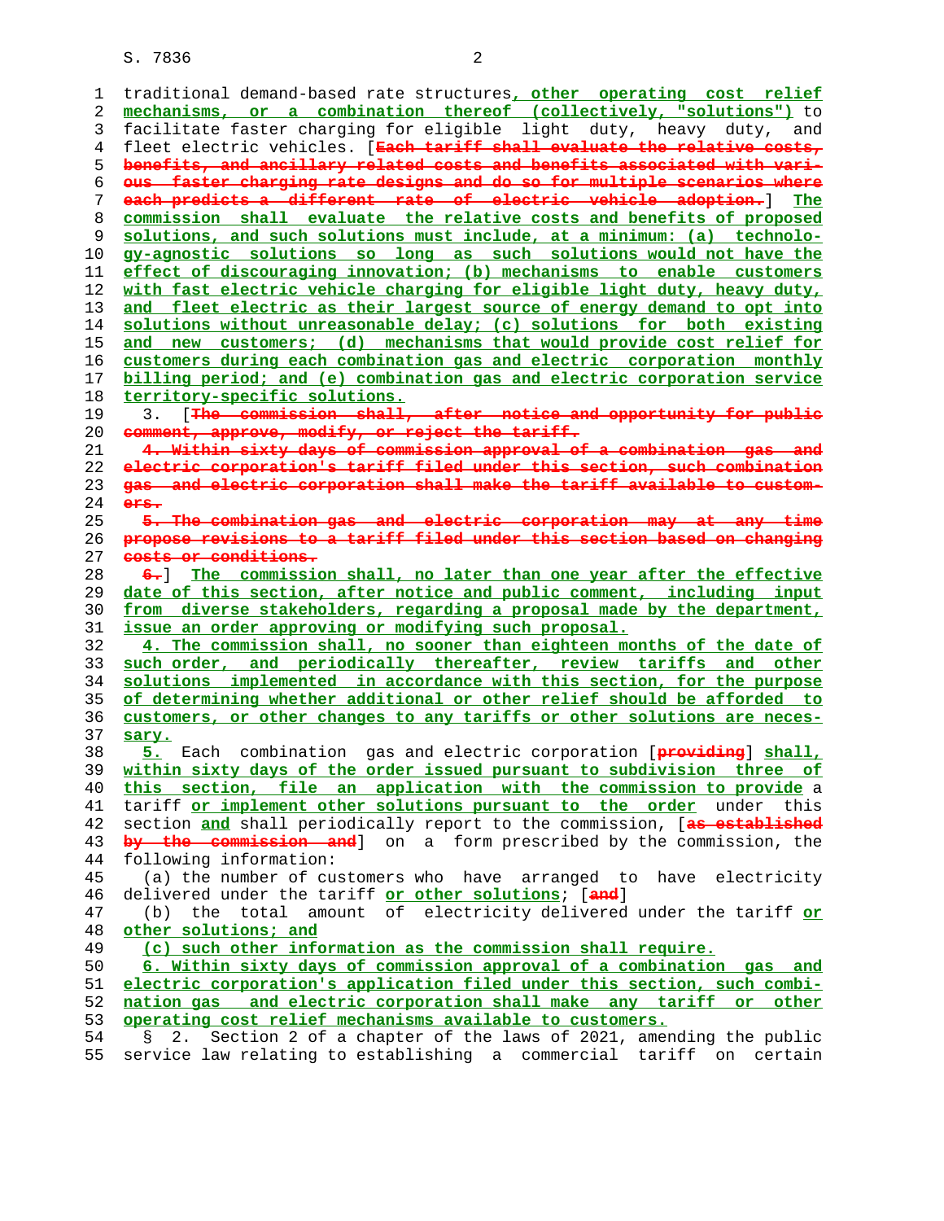traditional demand-based rate structures, other operating cost relief mechanisms, or a combination thereof (collectively, "solutions") to facilitate faster charging for eligible light duty, heavy duty, and fleet electric vehicles. [Each tariff shall evaluate the relative costs, benefits, and ancillary related costs and benefits associated with various faster charging rate designs and do so for multiple scenarios where each predicts a different rate of electric vehicle adoption.] The commission shall evaluate the relative costs and benefits of proposed solutions, and such solutions must include, at a minimum: (a) technology-agnostic solutions so long as such solutions would not have the effect of discouraging innovation; (b) mechanisms to enable customers with fast electric vehicle charging for eligible light duty, heavy duty, and fleet electric as their largest source of energy demand to opt into solutions without unreasonable delay; (c) solutions for both existing and new customers; (d) mechanisms that would provide cost relief for customers during each combination gas and electric corporation monthly billing period; and (e) combination gas and electric corporation service territory-specific solutions.

3. [The commission shall, after notice and opportunity for public comment, approve, modify, or reject the tariff.

4. Within sixty days of commission approval of a combination gas and electric corporation's tariff filed under this section, such combination gas and electric corporation shall make the tariff available to customers.

5. The combination gas and electric corporation may at any time propose revisions to a tariff filed under this section based on changing costs or conditions.

6.] The commission shall, no later than one year after the effective date of this section, after notice and public comment, including input from diverse stakeholders, regarding a proposal made by the department, issue an order approving or modifying such proposal.

4. The commission shall, no sooner than eighteen months of the date of such order, and periodically thereafter, review tariffs and other solutions implemented in accordance with this section, for the purpose of determining whether additional or other relief should be afforded to customers, or other changes to any tariffs or other solutions are necessary.

5. Each combination gas and electric corporation [providing] shall, within sixty days of the order issued pursuant to subdivision three of this section, file an application with the commission to provide a tariff or implement other solutions pursuant to the order under this section and shall periodically report to the commission, [as established by the commission and] on a form prescribed by the commission, the following information:

(a) the number of customers who have arranged to have electricity delivered under the tariff or other solutions; [and]

(b) the total amount of electricity delivered under the tariff or other solutions; and

(c) such other information as the commission shall require.

6. Within sixty days of commission approval of a combination gas and electric corporation's application filed under this section, such combination gas and electric corporation shall make any tariff or other operating cost relief mechanisms available to customers.

§ 2. Section 2 of a chapter of the laws of 2021, amending the public service law relating to establishing a commercial tariff on certain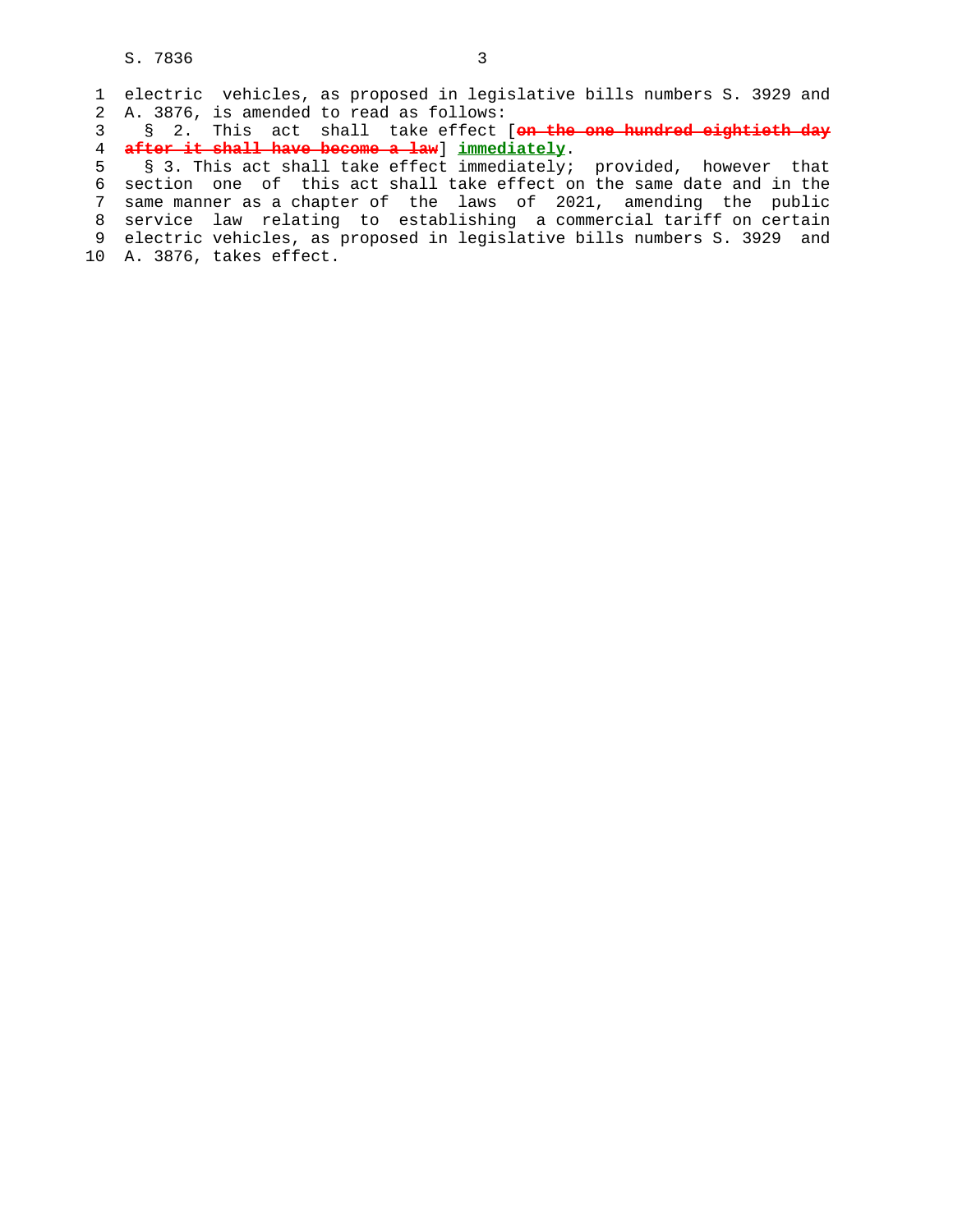electric vehicles, as proposed in legislative bills numbers S. 3929 and A. 3876, is amended to read as follows:

§ 2. This act shall take effect [~~on the one hundred eightieth day after it shall have become a law~~] **immediately**.

§ 3. This act shall take effect immediately; provided, however that section one of this act shall take effect on the same date and in the same manner as a chapter of the laws of 2021, amending the public service law relating to establishing a commercial tariff on certain electric vehicles, as proposed in legislative bills numbers S. 3929 and A. 3876, takes effect.